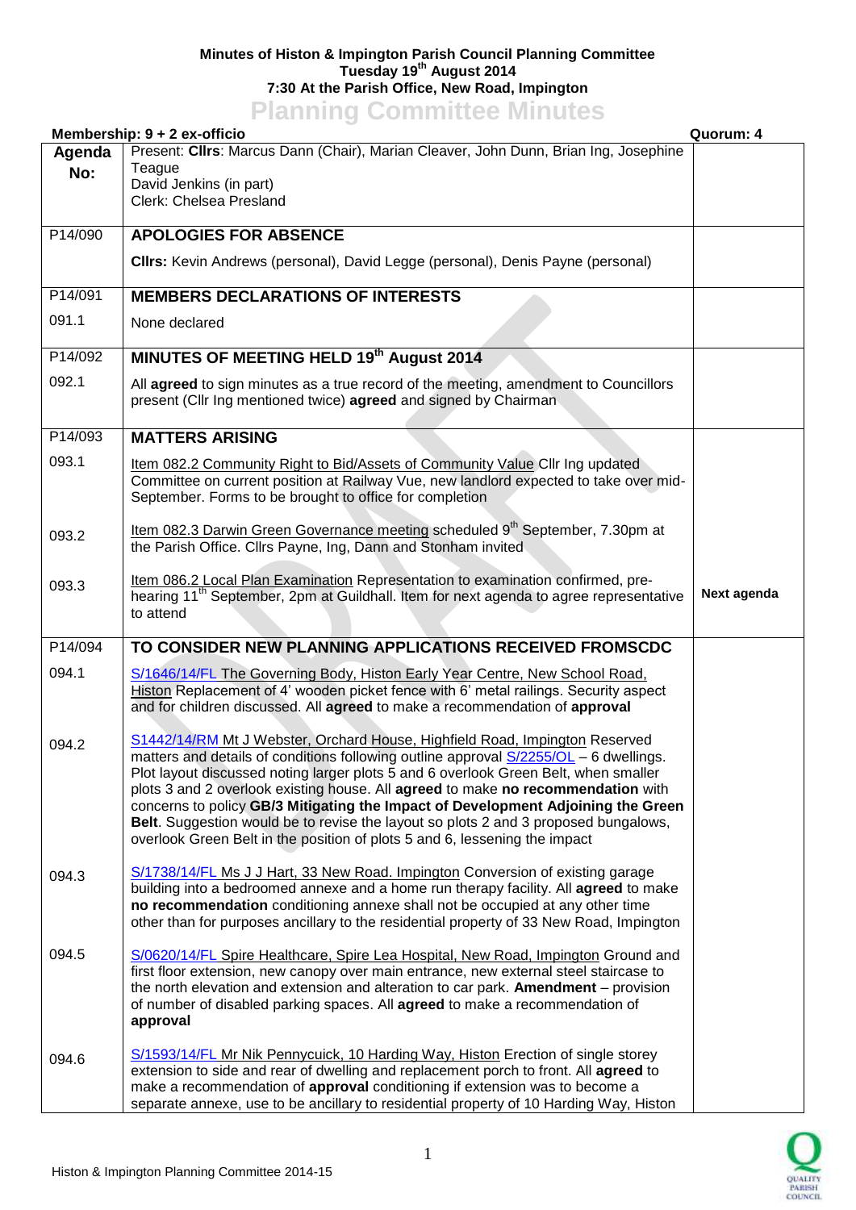**Minutes of Histon & Impington Parish Council Planning Committee**
**Tuesday 19th August 2014**
**7:30 At the Parish Office, New Road, Impington**

# Planning Committee Minutes

**Membership: 9 + 2 ex-officio** | **Quorum: 4**

| Agenda No: | Present: **Cllrs**: Marcus Dann (Chair), Marian Cleaver, John Dunn, Brian Ing, Josephine Teague<br>David Jenkins (in part)<br>Clerk: Chelsea Presland | |
|---|---|---|
| P14/090 | **APOLOGIES FOR ABSENCE** | |
| | **Cllrs:** Kevin Andrews (personal), David Legge (personal), Denis Payne (personal) | |
| P14/091 | **MEMBERS DECLARATIONS OF INTERESTS** | |
| 091.1 | None declared | |
| P14/092 | **MINUTES OF MEETING HELD 19th August 2014** | |
| 092.1 | All **agreed** to sign minutes as a true record of the meeting, amendment to Councillors present (Cllr Ing mentioned twice) **agreed** and signed by Chairman | |
| P14/093 | **MATTERS ARISING** | |
| 093.1 | Item 082.2 Community Right to Bid/Assets of Community Value Cllr Ing updated Committee on current position at Railway Vue, new landlord expected to take over mid-September. Forms to be brought to office for completion | |
| 093.2 | Item 082.3 Darwin Green Governance meeting scheduled 9th September, 7.30pm at the Parish Office. Cllrs Payne, Ing, Dann and Stonham invited | |
| 093.3 | Item 086.2 Local Plan Examination Representation to examination confirmed, pre-hearing 11th September, 2pm at Guildhall. Item for next agenda to agree representative to attend | **Next agenda** |
| P14/094 | **TO CONSIDER NEW PLANNING APPLICATIONS RECEIVED FROMSCDC** | |
| 094.1 | S/1646/14/FL The Governing Body, Histon Early Year Centre, New School Road, Histon Replacement of 4' wooden picket fence with 6' metal railings. Security aspect and for children discussed. All **agreed** to make a recommendation of **approval** | |
| 094.2 | S1442/14/RM Mt J Webster, Orchard House, Highfield Road, Impington Reserved matters and details of conditions following outline approval S/2255/OL – 6 dwellings. Plot layout discussed noting larger plots 5 and 6 overlook Green Belt, when smaller plots 3 and 2 overlook existing house. All **agreed** to make **no recommendation** with concerns to policy **GB/3 Mitigating the Impact of Development Adjoining the Green Belt**. Suggestion would be to revise the layout so plots 2 and 3 proposed bungalows, overlook Green Belt in the position of plots 5 and 6, lessening the impact | |
| 094.3 | S/1738/14/FL Ms J J Hart, 33 New Road. Impington Conversion of existing garage building into a bedroomed annexe and a home run therapy facility. All **agreed** to make **no recommendation** conditioning annexe shall not be occupied at any other time other than for purposes ancillary to the residential property of 33 New Road, Impington | |
| 094.5 | S/0620/14/FL Spire Healthcare, Spire Lea Hospital, New Road, Impington Ground and first floor extension, new canopy over main entrance, new external steel staircase to the north elevation and extension and alteration to car park. **Amendment** – provision of number of disabled parking spaces. All **agreed** to make a recommendation of **approval** | |
| 094.6 | S/1593/14/FL Mr Nik Pennycuick, 10 Harding Way, Histon Erection of single storey extension to side and rear of dwelling and replacement porch to front. All **agreed** to make a recommendation of **approval** conditioning if extension was to become a separate annexe, use to be ancillary to residential property of 10 Harding Way, Histon | |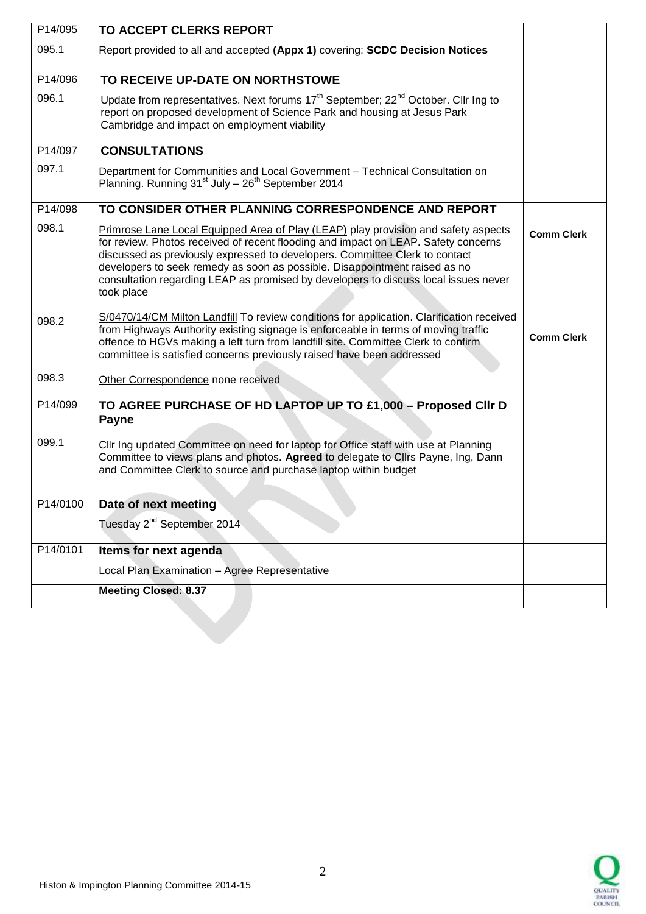| | | |
|---|---|---|
| P14/095 | **TO ACCEPT CLERKS REPORT** | |
| 095.1 | Report provided to all and accepted **(Appx 1)** covering: **SCDC Decision Notices** | |
| P14/096 | **TO RECEIVE UP-DATE ON NORTHSTOWE** | |
| 096.1 | Update from representatives. Next forums 17th September; 22nd October. Cllr Ing to report on proposed development of Science Park and housing at Jesus Park Cambridge and impact on employment viability | |
| P14/097 | **CONSULTATIONS** | |
| 097.1 | Department for Communities and Local Government – Technical Consultation on Planning. Running 31st July – 26th September 2014 | |
| P14/098 | **TO CONSIDER OTHER PLANNING CORRESPONDENCE AND REPORT** | |
| 098.1 | Primrose Lane Local Equipped Area of Play (LEAP) play provision and safety aspects for review. Photos received of recent flooding and impact on LEAP. Safety concerns discussed as previously expressed to developers. Committee Clerk to contact developers to seek remedy as soon as possible. Disappointment raised as no consultation regarding LEAP as promised by developers to discuss local issues never took place | **Comm Clerk** |
| 098.2 | S/0470/14/CM Milton Landfill To review conditions for application. Clarification received from Highways Authority existing signage is enforceable in terms of moving traffic offence to HGVs making a left turn from landfill site. Committee Clerk to confirm committee is satisfied concerns previously raised have been addressed | **Comm Clerk** |
| 098.3 | Other Correspondence none received | |
| P14/099 | **TO AGREE PURCHASE OF HD LAPTOP UP TO £1,000 – Proposed Cllr D Payne** | |
| 099.1 | Cllr Ing updated Committee on need for laptop for Office staff with use at Planning Committee to views plans and photos. **Agreed** to delegate to Cllrs Payne, Ing, Dann and Committee Clerk to source and purchase laptop within budget | |
| P14/0100 | **Date of next meeting**<br>Tuesday 2nd September 2014 | |
| P14/0101 | **Items for next agenda**<br>Local Plan Examination – Agree Representative | |
| | **Meeting Closed: 8.37** | |